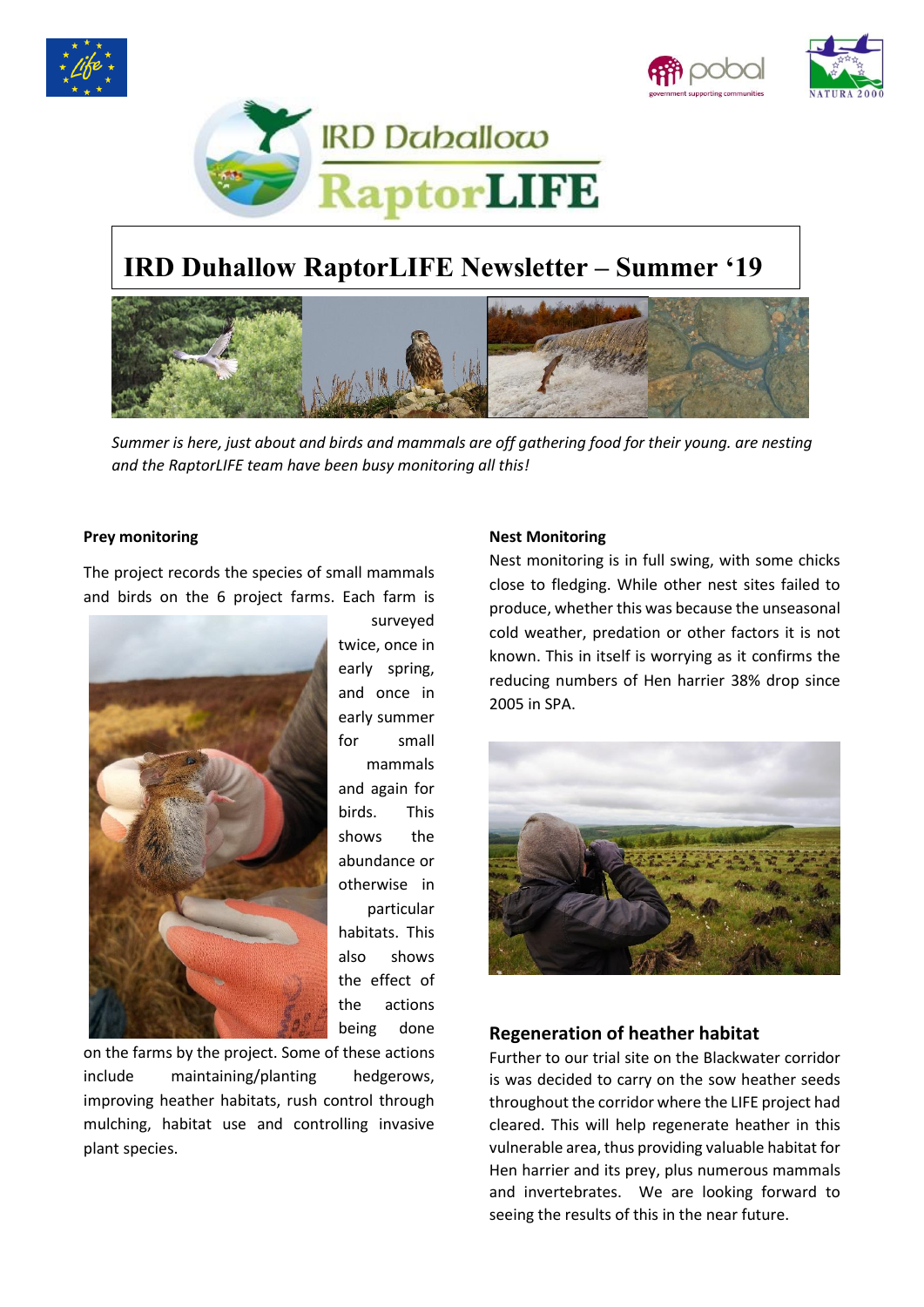# IRD Duhallow RaptorLIFE Newsletter – Summer '19

*Summer is here, just about and birds and mammals are off gathering food for their young. are nesting and the RaptorLIFE team have been busy monitoring all this!*

**Prey monitoring**

The project records the species of small mammals and birds on the 6 project farms. Each farm is surveyed twice, once in early spring, and once in early summer for small mammals and again for birds. This shows the abundance or otherwise in particular habitats. This also shows the effect of the actions being done on the farms by the project. Some of these actions include maintaining/planting hedgerows, improving heather habitats, rush control through mulching, habitat use and controlling invasive plant species.

**Nest Monitoring**

Nest monitoring is in full swing, with some chicks close to fledging. While other nest sites failed to produce, whether this was because the unseasonal cold weather, predation or other factors it is not known. This in itself is worrying as it confirms the reducing numbers of Hen harrier 38% drop since 2005 in SPA.

## Regeneration of heather habitat

Further to our trial site on the Blackwater corridor is was decided to carry on the sow heather seeds throughout the corridor where the LIFE project had cleared. This will help regenerate heather in this vulnerable area, thus providing valuable habitat for Hen harrier and its prey, plus numerous mammals and invertebrates. We are looking forward to seeing the results of this in the near future.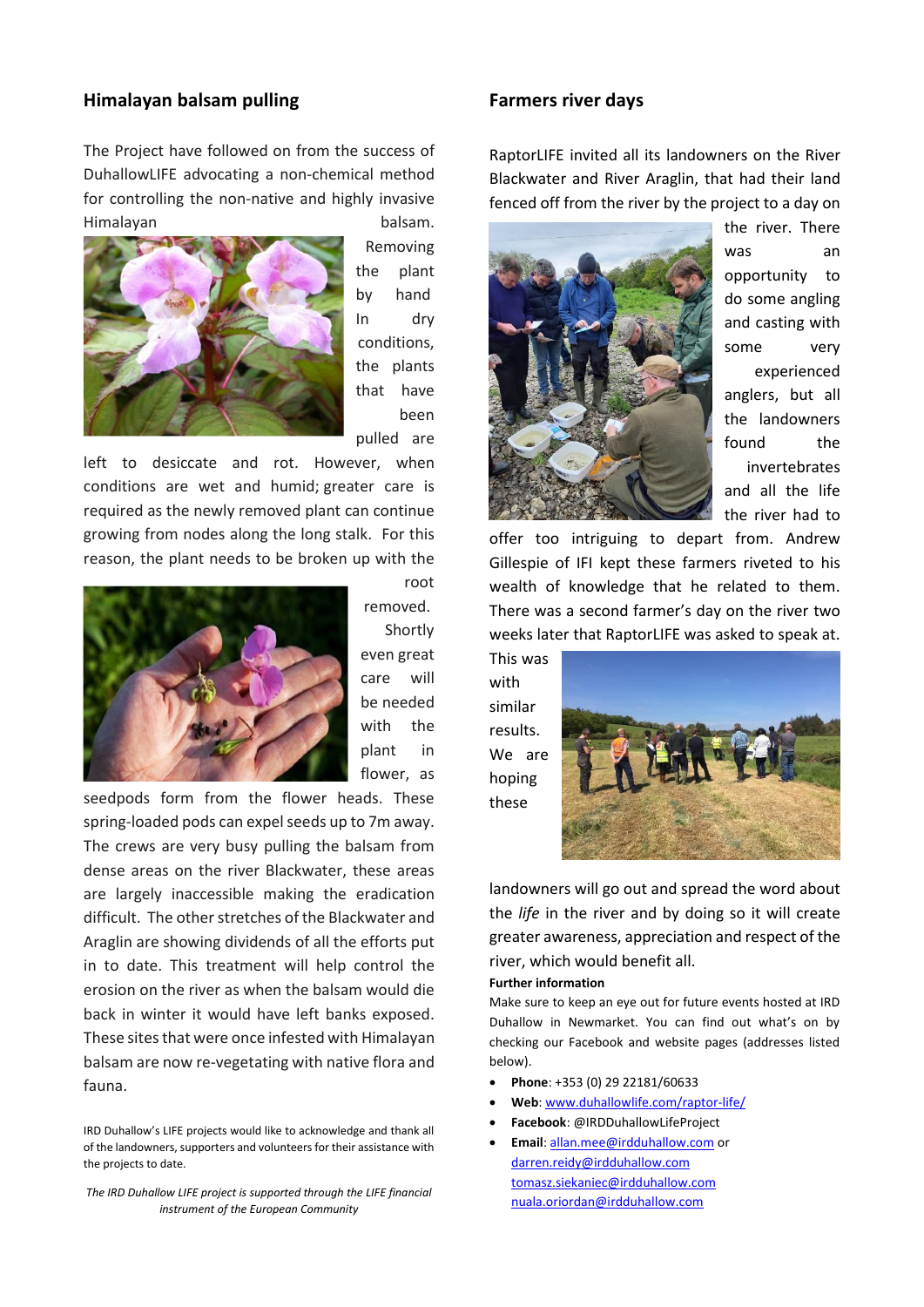## Himalayan balsam pulling

The Project have followed on from the success of DuhallowLIFE advocating a non-chemical method for controlling the non-native and highly invasive Himalayan balsam. Removing the plant by hand In dry conditions, the plants that have been pulled are left to desiccate and rot. However, when conditions are wet and humid; greater care is required as the newly removed plant can continue growing from nodes along the long stalk. For this reason, the plant needs to be broken up with the root removed. Shortly even great care will be needed with the plant in flower, as seedpods form from the flower heads. These spring-loaded pods can expel seeds up to 7m away. The crews are very busy pulling the balsam from dense areas on the river Blackwater, these areas are largely inaccessible making the eradication difficult. The other stretches of the Blackwater and Araglin are showing dividends of all the efforts put in to date. This treatment will help control the erosion on the river as when the balsam would die back in winter it would have left banks exposed. These sites that were once infested with Himalayan balsam are now re-vegetating with native flora and fauna.

IRD Duhallow's LIFE projects would like to acknowledge and thank all of the landowners, supporters and volunteers for their assistance with the projects to date.

*The IRD Duhallow LIFE project is supported through the LIFE financial instrument of the European Community*

## Farmers river days

RaptorLIFE invited all its landowners on the River Blackwater and River Araglin, that had their land fenced off from the river by the project to a day on the river. There was an opportunity to do some angling and casting with some very experienced anglers, but all the landowners found the invertebrates and all the life the river had to offer too intriguing to depart from. Andrew Gillespie of IFI kept these farmers riveted to his wealth of knowledge that he related to them. There was a second farmer's day on the river two weeks later that RaptorLIFE was asked to speak at. This was with similar results. We are hoping these landowners will go out and spread the word about the *life* in the river and by doing so it will create greater awareness, appreciation and respect of the river, which would benefit all.

**Further information**

Make sure to keep an eye out for future events hosted at IRD Duhallow in Newmarket. You can find out what's on by checking our Facebook and website pages (addresses listed below).

- **Phone**: +353 (0) 29 22181/60633
- **Web**: www.duhallowlife.com/raptor-life/
- **Facebook**: @IRDDuhallowLifeProject
- **Email**: allan.mee@irdduhallow.com or darren.reidy@irdduhallow.com tomasz.siekaniec@irdduhallow.com nuala.oriordan@irdduhallow.com